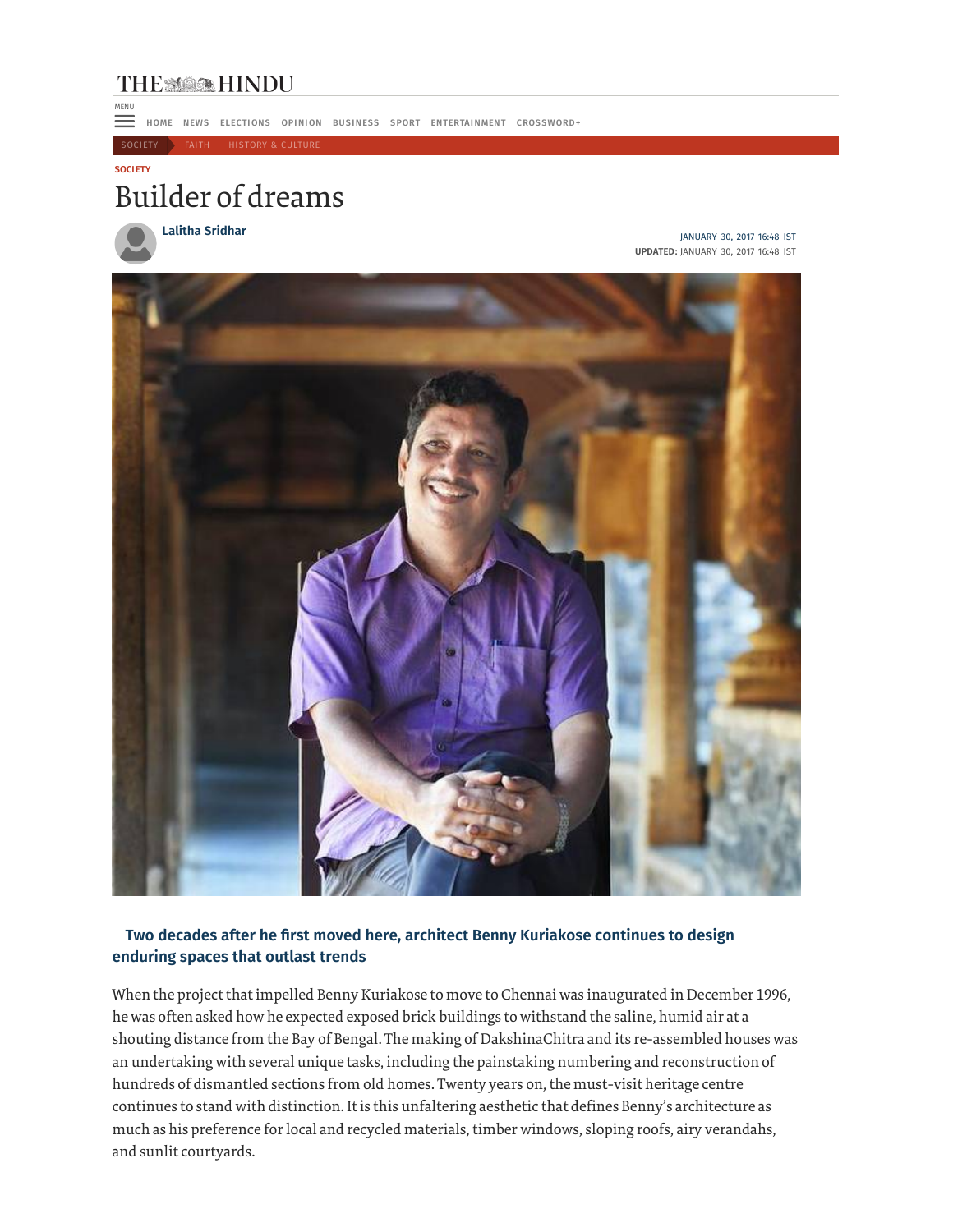SOCIETY

# Builder of dreams

**Lalitha Sridhar**

JANUARY 30, 2017 16:48 IST
**UPDATED:** JANUARY 30, 2017 16:48 IST

**Two decades after he first moved here, architect Benny Kuriakose continues to design enduring spaces that outlast trends**

When the project that impelled Benny Kuriakose to move to Chennai was inaugurated in December 1996, he was often asked how he expected exposed brick buildings to withstand the saline, humid air at a shouting distance from the Bay of Bengal. The making of DakshinaChitra and its re-assembled houses was an undertaking with several unique tasks, including the painstaking numbering and reconstruction of hundreds of dismantled sections from old homes. Twenty years on, the must-visit heritage centre continues to stand with distinction. It is this unfaltering aesthetic that defines Benny's architecture as much as his preference for local and recycled materials, timber windows, sloping roofs, airy verandahs, and sunlit courtyards.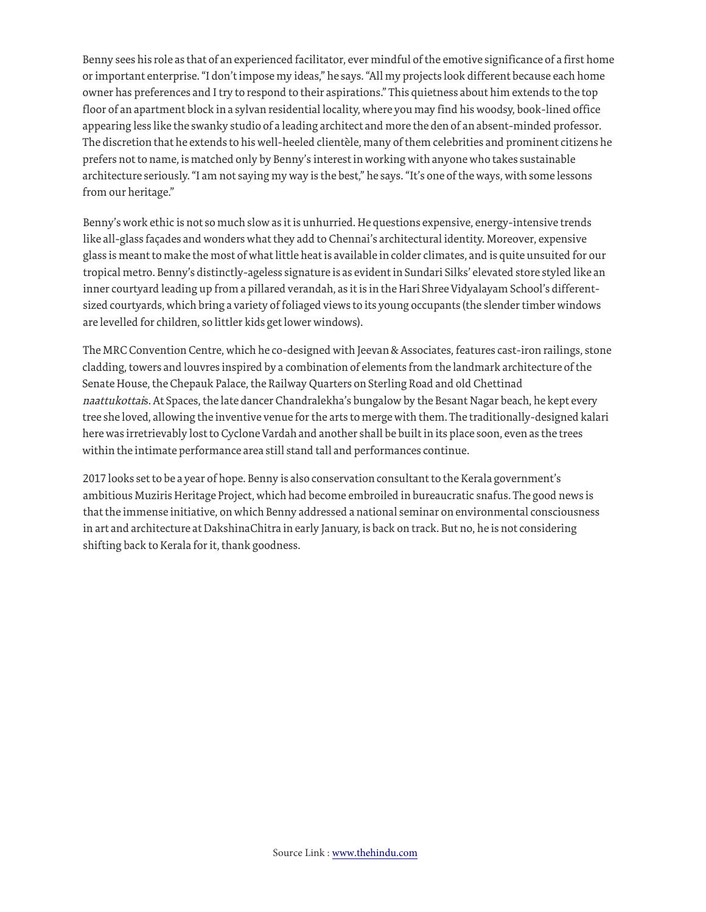Benny sees his role as that of an experienced facilitator, ever mindful of the emotive significance of a first home or important enterprise. "I don't impose my ideas," he says. "All my projects look different because each home owner has preferences and I try to respond to their aspirations." This quietness about him extends to the top floor of an apartment block in a sylvan residential locality, where you may find his woodsy, book-lined office appearing less like the swanky studio of a leading architect and more the den of an absent-minded professor. The discretion that he extends to his well-heeled clientèle, many of them celebrities and prominent citizens he prefers not to name, is matched only by Benny's interest in working with anyone who takes sustainable architecture seriously. "I am not saying my way is the best," he says. "It's one of the ways, with some lessons from our heritage."

Benny's work ethic is not so much slow as it is unhurried. He questions expensive, energy-intensive trends like all-glass façades and wonders what they add to Chennai's architectural identity. Moreover, expensive glass is meant to make the most of what little heat is available in colder climates, and is quite unsuited for our tropical metro. Benny's distinctly-ageless signature is as evident in Sundari Silks' elevated store styled like an inner courtyard leading up from a pillared verandah, as it is in the Hari Shree Vidyalayam School's different-sized courtyards, which bring a variety of foliaged views to its young occupants (the slender timber windows are levelled for children, so littler kids get lower windows).

The MRC Convention Centre, which he co-designed with Jeevan & Associates, features cast-iron railings, stone cladding, towers and louvres inspired by a combination of elements from the landmark architecture of the Senate House, the Chepauk Palace, the Railway Quarters on Sterling Road and old Chettinad *naattukottai*s. At Spaces, the late dancer Chandralekha's bungalow by the Besant Nagar beach, he kept every tree she loved, allowing the inventive venue for the arts to merge with them. The traditionally-designed kalari here was irretrievably lost to Cyclone Vardah and another shall be built in its place soon, even as the trees within the intimate performance area still stand tall and performances continue.

2017 looks set to be a year of hope. Benny is also conservation consultant to the Kerala government's ambitious Muziris Heritage Project, which had become embroiled in bureaucratic snafus. The good news is that the immense initiative, on which Benny addressed a national seminar on environmental consciousness in art and architecture at DakshinaChitra in early January, is back on track. But no, he is not considering shifting back to Kerala for it, thank goodness.

Source Link : [www.thehindu.com](www.thehindu.com)